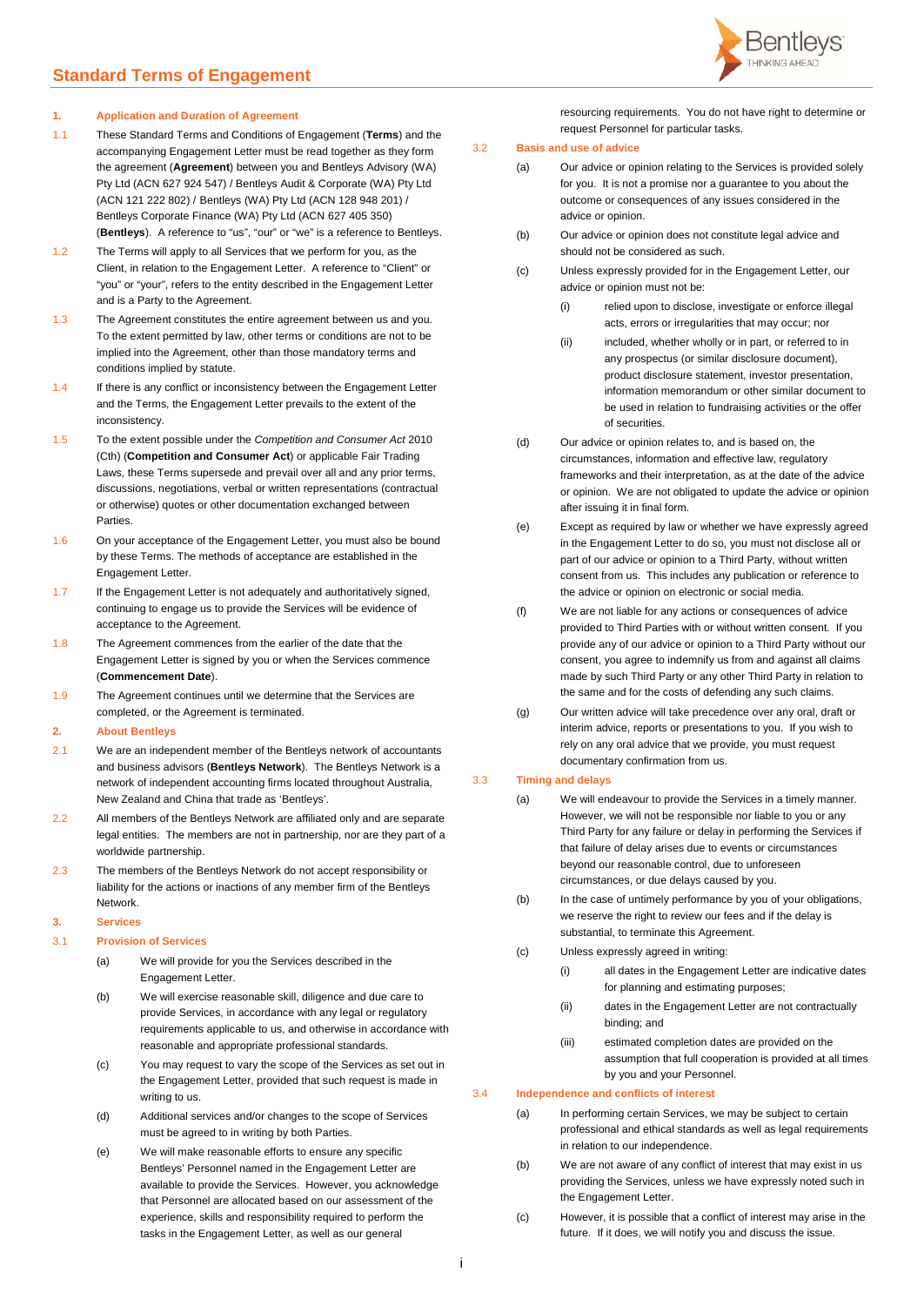# Standard Terms of Engagement

## 1. Application and Duration of Agreement

1.1 These Standard Terms and Conditions of Engagement (**Terms**) and the accompanying Engagement Letter must be read together as they form the agreement (**Agreement**) between you and Bentleys Advisory (WA) Pty Ltd (ACN 627 924 547) / Bentleys Audit & Corporate (WA) Pty Ltd (ACN 121 222 802) / Bentleys (WA) Pty Ltd (ACN 128 948 201) / Bentleys Corporate Finance (WA) Pty Ltd (ACN 627 405 350) (**Bentleys**). A reference to "us", "our" or "we" is a reference to Bentleys.

1.2 The Terms will apply to all Services that we perform for you, as the Client, in relation to the Engagement Letter. A reference to "Client" or "you" or "your", refers to the entity described in the Engagement Letter and is a Party to the Agreement.

1.3 The Agreement constitutes the entire agreement between us and you. To the extent permitted by law, other terms or conditions are not to be implied into the Agreement, other than those mandatory terms and conditions implied by statute.

1.4 If there is any conflict or inconsistency between the Engagement Letter and the Terms, the Engagement Letter prevails to the extent of the inconsistency.

1.5 To the extent possible under the *Competition and Consumer Act* 2010 (Cth) (**Competition and Consumer Act**) or applicable Fair Trading Laws, these Terms supersede and prevail over all and any prior terms, discussions, negotiations, verbal or written representations (contractual or otherwise) quotes or other documentation exchanged between Parties.

1.6 On your acceptance of the Engagement Letter, you must also be bound by these Terms. The methods of acceptance are established in the Engagement Letter.

1.7 If the Engagement Letter is not adequately and authoritatively signed, continuing to engage us to provide the Services will be evidence of acceptance to the Agreement.

1.8 The Agreement commences from the earlier of the date that the Engagement Letter is signed by you or when the Services commence (**Commencement Date**).

1.9 The Agreement continues until we determine that the Services are completed, or the Agreement is terminated.

## 2. About Bentleys

2.1 We are an independent member of the Bentleys network of accountants and business advisors (**Bentleys Network**). The Bentleys Network is a network of independent accounting firms located throughout Australia, New Zealand and China that trade as 'Bentleys'.

2.2 All members of the Bentleys Network are affiliated only and are separate legal entities. The members are not in partnership, nor are they part of a worldwide partnership.

2.3 The members of the Bentleys Network do not accept responsibility or liability for the actions or inactions of any member firm of the Bentleys Network.

## 3. Services

### 3.1 Provision of Services

(a) We will provide for you the Services described in the Engagement Letter.

(b) We will exercise reasonable skill, diligence and due care to provide Services, in accordance with any legal or regulatory requirements applicable to us, and otherwise in accordance with reasonable and appropriate professional standards.

(c) You may request to vary the scope of the Services as set out in the Engagement Letter, provided that such request is made in writing to us.

(d) Additional services and/or changes to the scope of Services must be agreed to in writing by both Parties.

(e) We will make reasonable efforts to ensure any specific Bentleys' Personnel named in the Engagement Letter are available to provide the Services. However, you acknowledge that Personnel are allocated based on our assessment of the experience, skills and responsibility required to perform the tasks in the Engagement Letter, as well as our general resourcing requirements. You do not have right to determine or request Personnel for particular tasks.

### 3.2 Basis and use of advice

(a) Our advice or opinion relating to the Services is provided solely for you. It is not a promise nor a guarantee to you about the outcome or consequences of any issues considered in the advice or opinion.

(b) Our advice or opinion does not constitute legal advice and should not be considered as such.

(c) Unless expressly provided for in the Engagement Letter, our advice or opinion must not be:

  (i) relied upon to disclose, investigate or enforce illegal acts, errors or irregularities that may occur; nor

  (ii) included, whether wholly or in part, or referred to in any prospectus (or similar disclosure document), product disclosure statement, investor presentation, information memorandum or other similar document to be used in relation to fundraising activities or the offer of securities.

(d) Our advice or opinion relates to, and is based on, the circumstances, information and effective law, regulatory frameworks and their interpretation, as at the date of the advice or opinion. We are not obligated to update the advice or opinion after issuing it in final form.

(e) Except as required by law or whether we have expressly agreed in the Engagement Letter to do so, you must not disclose all or part of our advice or opinion to a Third Party, without written consent from us. This includes any publication or reference to the advice or opinion on electronic or social media.

(f) We are not liable for any actions or consequences of advice provided to Third Parties with or without written consent. If you provide any of our advice or opinion to a Third Party without our consent, you agree to indemnify us from and against all claims made by such Third Party or any other Third Party in relation to the same and for the costs of defending any such claims.

(g) Our written advice will take precedence over any oral, draft or interim advice, reports or presentations to you. If you wish to rely on any oral advice that we provide, you must request documentary confirmation from us.

### 3.3 Timing and delays

(a) We will endeavour to provide the Services in a timely manner. However, we will not be responsible nor liable to you or any Third Party for any failure or delay in performing the Services if that failure of delay arises due to events or circumstances beyond our reasonable control, due to unforeseen circumstances, or due delays caused by you.

(b) In the case of untimely performance by you of your obligations, we reserve the right to review our fees and if the delay is substantial, to terminate this Agreement.

(c) Unless expressly agreed in writing:

  (i) all dates in the Engagement Letter are indicative dates for planning and estimating purposes;

  (ii) dates in the Engagement Letter are not contractually binding; and

  (iii) estimated completion dates are provided on the assumption that full cooperation is provided at all times by you and your Personnel.

### 3.4 Independence and conflicts of interest

(a) In performing certain Services, we may be subject to certain professional and ethical standards as well as legal requirements in relation to our independence.

(b) We are not aware of any conflict of interest that may exist in us providing the Services, unless we have expressly noted such in the Engagement Letter.

(c) However, it is possible that a conflict of interest may arise in the future. If it does, we will notify you and discuss the issue.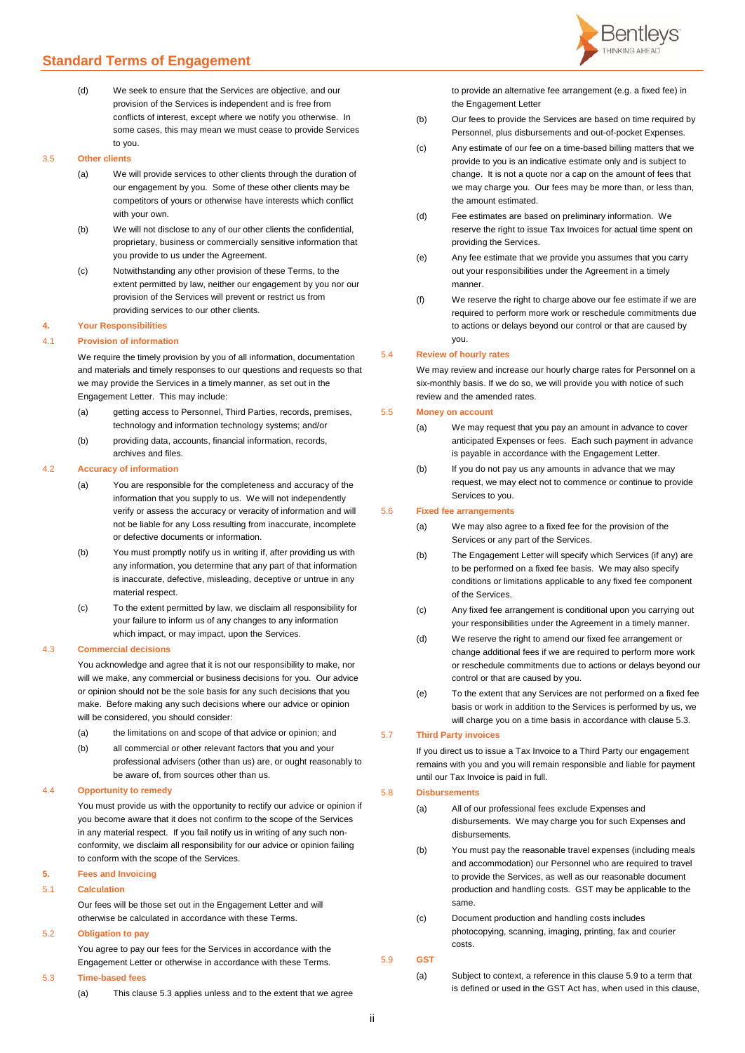(d) We seek to ensure that the Services are objective, and our provision of the Services is independent and is free from conflicts of interest, except where we notify you otherwise. In some cases, this may mean we must cease to provide Services to you.

### 3.5 Other clients

(a) We will provide services to other clients through the duration of our engagement by you. Some of these other clients may be competitors of yours or otherwise have interests which conflict with your own.

(b) We will not disclose to any of our other clients the confidential, proprietary, business or commercially sensitive information that you provide to us under the Agreement.

(c) Notwithstanding any other provision of these Terms, to the extent permitted by law, neither our engagement by you nor our provision of the Services will prevent or restrict us from providing services to our other clients.

## 4. Your Responsibilities

### 4.1 Provision of information

We require the timely provision by you of all information, documentation and materials and timely responses to our questions and requests so that we may provide the Services in a timely manner, as set out in the Engagement Letter. This may include:

(a) getting access to Personnel, Third Parties, records, premises, technology and information technology systems; and/or

(b) providing data, accounts, financial information, records, archives and files.

### 4.2 Accuracy of information

(a) You are responsible for the completeness and accuracy of the information that you supply to us. We will not independently verify or assess the accuracy or veracity of information and will not be liable for any Loss resulting from inaccurate, incomplete or defective documents or information.

(b) You must promptly notify us in writing if, after providing us with any information, you determine that any part of that information is inaccurate, defective, misleading, deceptive or untrue in any material respect.

(c) To the extent permitted by law, we disclaim all responsibility for your failure to inform us of any changes to any information which impact, or may impact, upon the Services.

### 4.3 Commercial decisions

You acknowledge and agree that it is not our responsibility to make, nor will we make, any commercial or business decisions for you. Our advice or opinion should not be the sole basis for any such decisions that you make. Before making any such decisions where our advice or opinion will be considered, you should consider:

(a) the limitations on and scope of that advice or opinion; and

(b) all commercial or other relevant factors that you and your professional advisers (other than us) are, or ought reasonably to be aware of, from sources other than us.

### 4.4 Opportunity to remedy

You must provide us with the opportunity to rectify our advice or opinion if you become aware that it does not confirm to the scope of the Services in any material respect. If you fail notify us in writing of any such non-conformity, we disclaim all responsibility for our advice or opinion failing to conform with the scope of the Services.

## 5. Fees and Invoicing

### 5.1 Calculation

Our fees will be those set out in the Engagement Letter and will otherwise be calculated in accordance with these Terms.

### 5.2 Obligation to pay

You agree to pay our fees for the Services in accordance with the Engagement Letter or otherwise in accordance with these Terms.

### 5.3 Time-based fees

(a) This clause 5.3 applies unless and to the extent that we agree to provide an alternative fee arrangement (e.g. a fixed fee) in the Engagement Letter

(b) Our fees to provide the Services are based on time required by Personnel, plus disbursements and out-of-pocket Expenses.

(c) Any estimate of our fee on a time-based billing matters that we provide to you is an indicative estimate only and is subject to change. It is not a quote nor a cap on the amount of fees that we may charge you. Our fees may be more than, or less than, the amount estimated.

(d) Fee estimates are based on preliminary information. We reserve the right to issue Tax Invoices for actual time spent on providing the Services.

(e) Any fee estimate that we provide you assumes that you carry out your responsibilities under the Agreement in a timely manner.

(f) We reserve the right to charge above our fee estimate if we are required to perform more work or reschedule commitments due to actions or delays beyond our control or that are caused by you.

### 5.4 Review of hourly rates

We may review and increase our hourly charge rates for Personnel on a six-monthly basis. If we do so, we will provide you with notice of such review and the amended rates.

### 5.5 Money on account

(a) We may request that you pay an amount in advance to cover anticipated Expenses or fees. Each such payment in advance is payable in accordance with the Engagement Letter.

(b) If you do not pay us any amounts in advance that we may request, we may elect not to commence or continue to provide Services to you.

### 5.6 Fixed fee arrangements

(a) We may also agree to a fixed fee for the provision of the Services or any part of the Services.

(b) The Engagement Letter will specify which Services (if any) are to be performed on a fixed fee basis. We may also specify conditions or limitations applicable to any fixed fee component of the Services.

(c) Any fixed fee arrangement is conditional upon you carrying out your responsibilities under the Agreement in a timely manner.

(d) We reserve the right to amend our fixed fee arrangement or change additional fees if we are required to perform more work or reschedule commitments due to actions or delays beyond our control or that are caused by you.

(e) To the extent that any Services are not performed on a fixed fee basis or work in addition to the Services is performed by us, we will charge you on a time basis in accordance with clause 5.3.

### 5.7 Third Party invoices

If you direct us to issue a Tax Invoice to a Third Party our engagement remains with you and you will remain responsible and liable for payment until our Tax Invoice is paid in full.

### 5.8 Disbursements

(a) All of our professional fees exclude Expenses and disbursements. We may charge you for such Expenses and disbursements.

(b) You must pay the reasonable travel expenses (including meals and accommodation) our Personnel who are required to travel to provide the Services, as well as our reasonable document production and handling costs. GST may be applicable to the same.

(c) Document production and handling costs includes photocopying, scanning, imaging, printing, fax and courier costs.

### 5.9 GST

(a) Subject to context, a reference in this clause 5.9 to a term that is defined or used in the GST Act has, when used in this clause,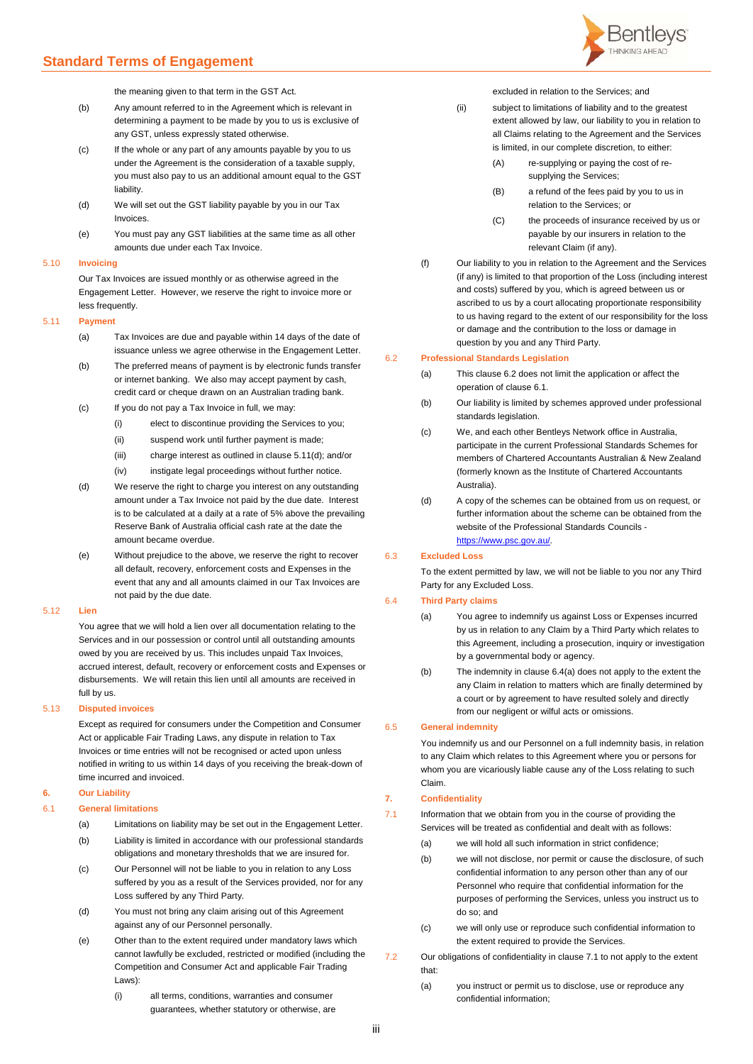the meaning given to that term in the GST Act.

(b) Any amount referred to in the Agreement which is relevant in determining a payment to be made by you to us is exclusive of any GST, unless expressly stated otherwise.

(c) If the whole or any part of any amounts payable by you to us under the Agreement is the consideration of a taxable supply, you must also pay to us an additional amount equal to the GST liability.

(d) We will set out the GST liability payable by you in our Tax Invoices.

(e) You must pay any GST liabilities at the same time as all other amounts due under each Tax Invoice.

### 5.10 Invoicing

Our Tax Invoices are issued monthly or as otherwise agreed in the Engagement Letter. However, we reserve the right to invoice more or less frequently.

### 5.11 Payment

(a) Tax Invoices are due and payable within 14 days of the date of issuance unless we agree otherwise in the Engagement Letter.

(b) The preferred means of payment is by electronic funds transfer or internet banking. We also may accept payment by cash, credit card or cheque drawn on an Australian trading bank.

(c) If you do not pay a Tax Invoice in full, we may:

(i) elect to discontinue providing the Services to you;

(ii) suspend work until further payment is made;

(iii) charge interest as outlined in clause 5.11(d); and/or

(iv) instigate legal proceedings without further notice.

(d) We reserve the right to charge you interest on any outstanding amount under a Tax Invoice not paid by the due date. Interest is to be calculated at a daily at a rate of 5% above the prevailing Reserve Bank of Australia official cash rate at the date the amount became overdue.

(e) Without prejudice to the above, we reserve the right to recover all default, recovery, enforcement costs and Expenses in the event that any and all amounts claimed in our Tax Invoices are not paid by the due date.

### 5.12 Lien

You agree that we will hold a lien over all documentation relating to the Services and in our possession or control until all outstanding amounts owed by you are received by us. This includes unpaid Tax Invoices, accrued interest, default, recovery or enforcement costs and Expenses or disbursements. We will retain this lien until all amounts are received in full by us.

### 5.13 Disputed invoices

Except as required for consumers under the Competition and Consumer Act or applicable Fair Trading Laws, any dispute in relation to Tax Invoices or time entries will not be recognised or acted upon unless notified in writing to us within 14 days of you receiving the break-down of time incurred and invoiced.

## 6. Our Liability

### 6.1 General limitations

(a) Limitations on liability may be set out in the Engagement Letter.

(b) Liability is limited in accordance with our professional standards obligations and monetary thresholds that we are insured for.

(c) Our Personnel will not be liable to you in relation to any Loss suffered by you as a result of the Services provided, nor for any Loss suffered by any Third Party.

(d) You must not bring any claim arising out of this Agreement against any of our Personnel personally.

(e) Other than to the extent required under mandatory laws which cannot lawfully be excluded, restricted or modified (including the Competition and Consumer Act and applicable Fair Trading Laws):

(i) all terms, conditions, warranties and consumer guarantees, whether statutory or otherwise, are excluded in relation to the Services; and

(ii) subject to limitations of liability and to the greatest extent allowed by law, our liability to you in relation to all Claims relating to the Agreement and the Services is limited, in our complete discretion, to either:

(A) re-supplying or paying the cost of re-supplying the Services;

(B) a refund of the fees paid by you to us in relation to the Services; or

(C) the proceeds of insurance received by us or payable by our insurers in relation to the relevant Claim (if any).

(f) Our liability to you in relation to the Agreement and the Services (if any) is limited to that proportion of the Loss (including interest and costs) suffered by you, which is agreed between us or ascribed to us by a court allocating proportionate responsibility to us having regard to the extent of our responsibility for the loss or damage and the contribution to the loss or damage in question by you and any Third Party.

### 6.2 Professional Standards Legislation

(a) This clause 6.2 does not limit the application or affect the operation of clause 6.1.

(b) Our liability is limited by schemes approved under professional standards legislation.

(c) We, and each other Bentleys Network office in Australia, participate in the current Professional Standards Schemes for members of Chartered Accountants Australian & New Zealand (formerly known as the Institute of Chartered Accountants Australia).

(d) A copy of the schemes can be obtained from us on request, or further information about the scheme can be obtained from the website of the Professional Standards Councils - https://www.psc.gov.au/.

### 6.3 Excluded Loss

To the extent permitted by law, we will not be liable to you nor any Third Party for any Excluded Loss.

### 6.4 Third Party claims

(a) You agree to indemnify us against Loss or Expenses incurred by us in relation to any Claim by a Third Party which relates to this Agreement, including a prosecution, inquiry or investigation by a governmental body or agency.

(b) The indemnity in clause 6.4(a) does not apply to the extent the any Claim in relation to matters which are finally determined by a court or by agreement to have resulted solely and directly from our negligent or wilful acts or omissions.

### 6.5 General indemnity

You indemnify us and our Personnel on a full indemnity basis, in relation to any Claim which relates to this Agreement where you or persons for whom you are vicariously liable cause any of the Loss relating to such Claim.

## 7. Confidentiality

7.1 Information that we obtain from you in the course of providing the Services will be treated as confidential and dealt with as follows:

(a) we will hold all such information in strict confidence;

(b) we will not disclose, nor permit or cause the disclosure, of such confidential information to any person other than any of our Personnel who require that confidential information for the purposes of performing the Services, unless you instruct us to do so; and

(c) we will only use or reproduce such confidential information to the extent required to provide the Services.

7.2 Our obligations of confidentiality in clause 7.1 to not apply to the extent that:

(a) you instruct or permit us to disclose, use or reproduce any confidential information;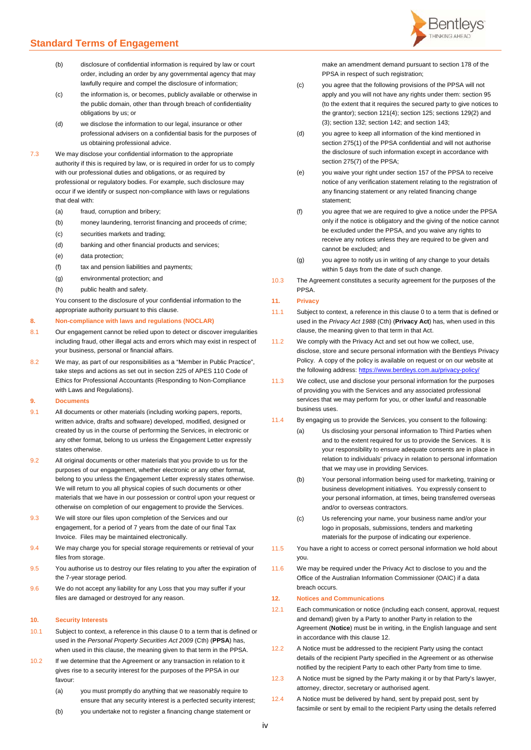(b) disclosure of confidential information is required by law or court order, including an order by any governmental agency that may lawfully require and compel the disclosure of information;

(c) the information is, or becomes, publicly available or otherwise in the public domain, other than through breach of confidentiality obligations by us; or

(d) we disclose the information to our legal, insurance or other professional advisers on a confidential basis for the purposes of us obtaining professional advice.

7.3 We may disclose your confidential information to the appropriate authority if this is required by law, or is required in order for us to comply with our professional duties and obligations, or as required by professional or regulatory bodies. For example, such disclosure may occur if we identify or suspect non-compliance with laws or regulations that deal with:

(a) fraud, corruption and bribery;

(b) money laundering, terrorist financing and proceeds of crime;

(c) securities markets and trading;

(d) banking and other financial products and services;

(e) data protection;

(f) tax and pension liabilities and payments;

(g) environmental protection; and

(h) public health and safety.

You consent to the disclosure of your confidential information to the appropriate authority pursuant to this clause.

## 8. Non-compliance with laws and regulations (NOCLAR)

8.1 Our engagement cannot be relied upon to detect or discover irregularities including fraud, other illegal acts and errors which may exist in respect of your business, personal or financial affairs.

8.2 We may, as part of our responsibilities as a "Member in Public Practice", take steps and actions as set out in section 225 of APES 110 Code of Ethics for Professional Accountants (Responding to Non-Compliance with Laws and Regulations).

## 9. Documents

9.1 All documents or other materials (including working papers, reports, written advice, drafts and software) developed, modified, designed or created by us in the course of performing the Services, in electronic or any other format, belong to us unless the Engagement Letter expressly states otherwise.

9.2 All original documents or other materials that you provide to us for the purposes of our engagement, whether electronic or any other format, belong to you unless the Engagement Letter expressly states otherwise. We will return to you all physical copies of such documents or other materials that we have in our possession or control upon your request or otherwise on completion of our engagement to provide the Services.

9.3 We will store our files upon completion of the Services and our engagement, for a period of 7 years from the date of our final Tax Invoice. Files may be maintained electronically.

9.4 We may charge you for special storage requirements or retrieval of your files from storage.

9.5 You authorise us to destroy our files relating to you after the expiration of the 7-year storage period.

9.6 We do not accept any liability for any Loss that you may suffer if your files are damaged or destroyed for any reason.

## 10. Security Interests

10.1 Subject to context, a reference in this clause 0 to a term that is defined or used in the *Personal Property Securities Act 2009* (Cth) (**PPSA**) has, when used in this clause, the meaning given to that term in the PPSA.

10.2 If we determine that the Agreement or any transaction in relation to it gives rise to a security interest for the purposes of the PPSA in our favour:

(a) you must promptly do anything that we reasonably require to ensure that any security interest is a perfected security interest;

(b) you undertake not to register a financing change statement or make an amendment demand pursuant to section 178 of the PPSA in respect of such registration;

(c) you agree that the following provisions of the PPSA will not apply and you will not have any rights under them: section 95 (to the extent that it requires the secured party to give notices to the grantor); section 121(4); section 125; sections 129(2) and (3); section 132; section 142; and section 143;

(d) you agree to keep all information of the kind mentioned in section 275(1) of the PPSA confidential and will not authorise the disclosure of such information except in accordance with section 275(7) of the PPSA;

(e) you waive your right under section 157 of the PPSA to receive notice of any verification statement relating to the registration of any financing statement or any related financing change statement;

(f) you agree that we are required to give a notice under the PPSA only if the notice is obligatory and the giving of the notice cannot be excluded under the PPSA, and you waive any rights to receive any notices unless they are required to be given and cannot be excluded; and

(g) you agree to notify us in writing of any change to your details within 5 days from the date of such change.

10.3 The Agreement constitutes a security agreement for the purposes of the PPSA.

## 11. Privacy

11.1 Subject to context, a reference in this clause 0 to a term that is defined or used in the *Privacy Act 1988* (Cth) (**Privacy Act**) has, when used in this clause, the meaning given to that term in that Act.

11.2 We comply with the Privacy Act and set out how we collect, use, disclose, store and secure personal information with the Bentleys Privacy Policy. A copy of the policy is available on request or on our website at the following address: https://www.bentleys.com.au/privacy-policy/

11.3 We collect, use and disclose your personal information for the purposes of providing you with the Services and any associated professional services that we may perform for you, or other lawful and reasonable business uses.

11.4 By engaging us to provide the Services, you consent to the following:

(a) Us disclosing your personal information to Third Parties when and to the extent required for us to provide the Services. It is your responsibility to ensure adequate consents are in place in relation to individuals' privacy in relation to personal information that we may use in providing Services.

(b) Your personal information being used for marketing, training or business development initiatives. You expressly consent to your personal information, at times, being transferred overseas and/or to overseas contractors.

(c) Us referencing your name, your business name and/or your logo in proposals, submissions, tenders and marketing materials for the purpose of indicating our experience.

11.5 You have a right to access or correct personal information we hold about you.

11.6 We may be required under the Privacy Act to disclose to you and the Office of the Australian Information Commissioner (OAIC) if a data breach occurs.

## 12. Notices and Communications

12.1 Each communication or notice (including each consent, approval, request and demand) given by a Party to another Party in relation to the Agreement (**Notice**) must be in writing, in the English language and sent in accordance with this clause 12.

12.2 A Notice must be addressed to the recipient Party using the contact details of the recipient Party specified in the Agreement or as otherwise notified by the recipient Party to each other Party from time to time.

12.3 A Notice must be signed by the Party making it or by that Party's lawyer, attorney, director, secretary or authorised agent.

12.4 A Notice must be delivered by hand, sent by prepaid post, sent by facsimile or sent by email to the recipient Party using the details referred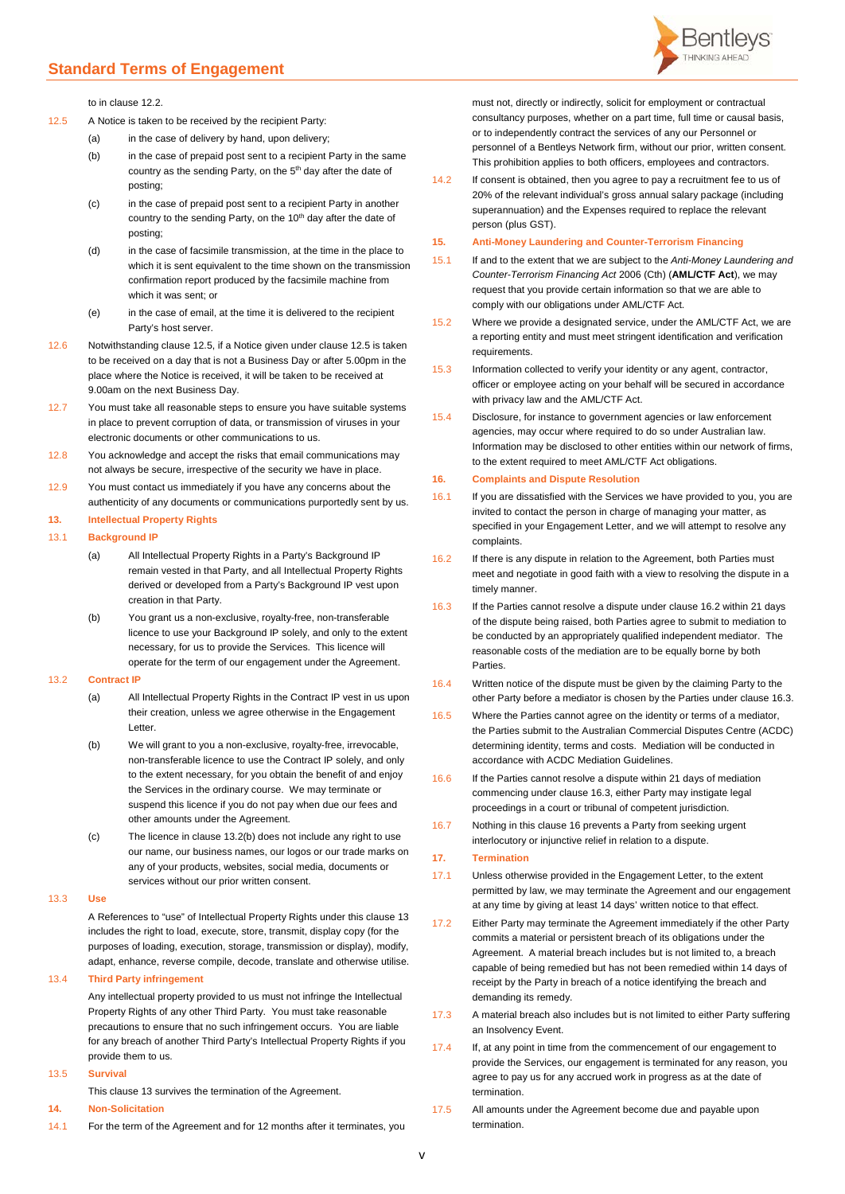to in clause 12.2.

12.5 A Notice is taken to be received by the recipient Party:

(a) in the case of delivery by hand, upon delivery;

(b) in the case of prepaid post sent to a recipient Party in the same country as the sending Party, on the 5th day after the date of posting;

(c) in the case of prepaid post sent to a recipient Party in another country to the sending Party, on the 10th day after the date of posting;

(d) in the case of facsimile transmission, at the time in the place to which it is sent equivalent to the time shown on the transmission confirmation report produced by the facsimile machine from which it was sent; or

(e) in the case of email, at the time it is delivered to the recipient Party's host server.

12.6 Notwithstanding clause 12.5, if a Notice given under clause 12.5 is taken to be received on a day that is not a Business Day or after 5.00pm in the place where the Notice is received, it will be taken to be received at 9.00am on the next Business Day.

12.7 You must take all reasonable steps to ensure you have suitable systems in place to prevent corruption of data, or transmission of viruses in your electronic documents or other communications to us.

12.8 You acknowledge and accept the risks that email communications may not always be secure, irrespective of the security we have in place.

12.9 You must contact us immediately if you have any concerns about the authenticity of any documents or communications purportedly sent by us.

## 13. Intellectual Property Rights

### 13.1 Background IP

(a) All Intellectual Property Rights in a Party's Background IP remain vested in that Party, and all Intellectual Property Rights derived or developed from a Party's Background IP vest upon creation in that Party.

(b) You grant us a non-exclusive, royalty-free, non-transferable licence to use your Background IP solely, and only to the extent necessary, for us to provide the Services. This licence will operate for the term of our engagement under the Agreement.

### 13.2 Contract IP

(a) All Intellectual Property Rights in the Contract IP vest in us upon their creation, unless we agree otherwise in the Engagement Letter.

(b) We will grant to you a non-exclusive, royalty-free, irrevocable, non-transferable licence to use the Contract IP solely, and only to the extent necessary, for you obtain the benefit of and enjoy the Services in the ordinary course. We may terminate or suspend this licence if you do not pay when due our fees and other amounts under the Agreement.

(c) The licence in clause 13.2(b) does not include any right to use our name, our business names, our logos or our trade marks on any of your products, websites, social media, documents or services without our prior written consent.

### 13.3 Use

A References to "use" of Intellectual Property Rights under this clause 13 includes the right to load, execute, store, transmit, display copy (for the purposes of loading, execution, storage, transmission or display), modify, adapt, enhance, reverse compile, decode, translate and otherwise utilise.

### 13.4 Third Party infringement

Any intellectual property provided to us must not infringe the Intellectual Property Rights of any other Third Party. You must take reasonable precautions to ensure that no such infringement occurs. You are liable for any breach of another Third Party's Intellectual Property Rights if you provide them to us.

### 13.5 Survival

This clause 13 survives the termination of the Agreement.

## 14. Non-Solicitation

14.1 For the term of the Agreement and for 12 months after it terminates, you must not, directly or indirectly, solicit for employment or contractual consultancy purposes, whether on a part time, full time or causal basis, or to independently contract the services of any our Personnel or personnel of a Bentleys Network firm, without our prior, written consent. This prohibition applies to both officers, employees and contractors.

14.2 If consent is obtained, then you agree to pay a recruitment fee to us of 20% of the relevant individual's gross annual salary package (including superannuation) and the Expenses required to replace the relevant person (plus GST).

## 15. Anti-Money Laundering and Counter-Terrorism Financing

15.1 If and to the extent that we are subject to the *Anti-Money Laundering and Counter-Terrorism Financing Act* 2006 (Cth) (**AML/CTF Act**), we may request that you provide certain information so that we are able to comply with our obligations under AML/CTF Act.

15.2 Where we provide a designated service, under the AML/CTF Act, we are a reporting entity and must meet stringent identification and verification requirements.

15.3 Information collected to verify your identity or any agent, contractor, officer or employee acting on your behalf will be secured in accordance with privacy law and the AML/CTF Act.

15.4 Disclosure, for instance to government agencies or law enforcement agencies, may occur where required to do so under Australian law. Information may be disclosed to other entities within our network of firms, to the extent required to meet AML/CTF Act obligations.

## 16. Complaints and Dispute Resolution

16.1 If you are dissatisfied with the Services we have provided to you, you are invited to contact the person in charge of managing your matter, as specified in your Engagement Letter, and we will attempt to resolve any complaints.

16.2 If there is any dispute in relation to the Agreement, both Parties must meet and negotiate in good faith with a view to resolving the dispute in a timely manner.

16.3 If the Parties cannot resolve a dispute under clause 16.2 within 21 days of the dispute being raised, both Parties agree to submit to mediation to be conducted by an appropriately qualified independent mediator. The reasonable costs of the mediation are to be equally borne by both Parties.

16.4 Written notice of the dispute must be given by the claiming Party to the other Party before a mediator is chosen by the Parties under clause 16.3.

16.5 Where the Parties cannot agree on the identity or terms of a mediator, the Parties submit to the Australian Commercial Disputes Centre (ACDC) determining identity, terms and costs. Mediation will be conducted in accordance with ACDC Mediation Guidelines.

16.6 If the Parties cannot resolve a dispute within 21 days of mediation commencing under clause 16.3, either Party may instigate legal proceedings in a court or tribunal of competent jurisdiction.

16.7 Nothing in this clause 16 prevents a Party from seeking urgent interlocutory or injunctive relief in relation to a dispute.

## 17. Termination

17.1 Unless otherwise provided in the Engagement Letter, to the extent permitted by law, we may terminate the Agreement and our engagement at any time by giving at least 14 days' written notice to that effect.

17.2 Either Party may terminate the Agreement immediately if the other Party commits a material or persistent breach of its obligations under the Agreement. A material breach includes but is not limited to, a breach capable of being remedied but has not been remedied within 14 days of receipt by the Party in breach of a notice identifying the breach and demanding its remedy.

17.3 A material breach also includes but is not limited to either Party suffering an Insolvency Event.

17.4 If, at any point in time from the commencement of our engagement to provide the Services, our engagement is terminated for any reason, you agree to pay us for any accrued work in progress as at the date of termination.

17.5 All amounts under the Agreement become due and payable upon termination.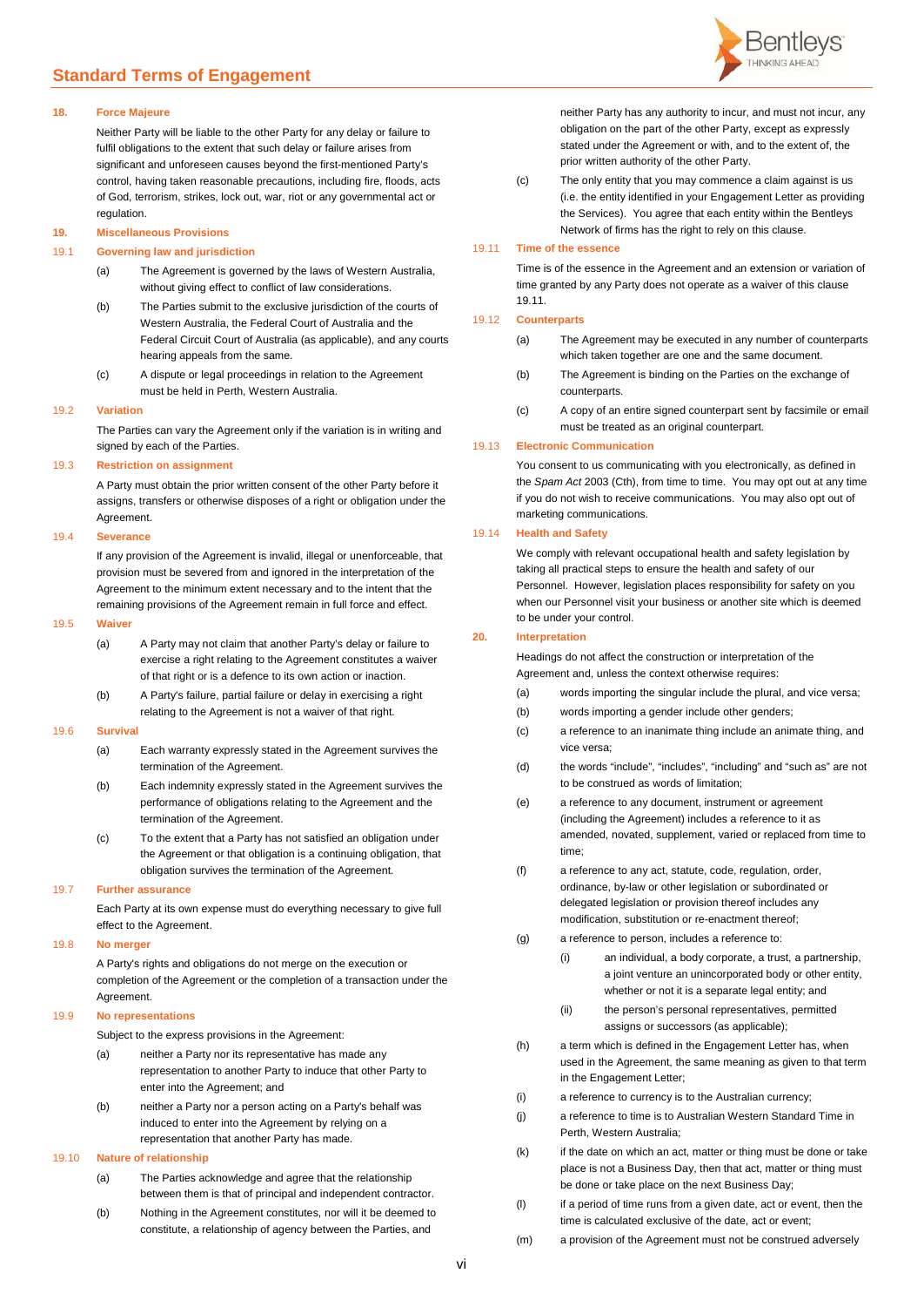## 18. Force Majeure

Neither Party will be liable to the other Party for any delay or failure to fulfil obligations to the extent that such delay or failure arises from significant and unforeseen causes beyond the first-mentioned Party's control, having taken reasonable precautions, including fire, floods, acts of God, terrorism, strikes, lock out, war, riot or any governmental act or regulation.

## 19. Miscellaneous Provisions

### 19.1 Governing law and jurisdiction

(a) The Agreement is governed by the laws of Western Australia, without giving effect to conflict of law considerations.

(b) The Parties submit to the exclusive jurisdiction of the courts of Western Australia, the Federal Court of Australia and the Federal Circuit Court of Australia (as applicable), and any courts hearing appeals from the same.

(c) A dispute or legal proceedings in relation to the Agreement must be held in Perth, Western Australia.

### 19.2 Variation

The Parties can vary the Agreement only if the variation is in writing and signed by each of the Parties.

### 19.3 Restriction on assignment

A Party must obtain the prior written consent of the other Party before it assigns, transfers or otherwise disposes of a right or obligation under the Agreement.

### 19.4 Severance

If any provision of the Agreement is invalid, illegal or unenforceable, that provision must be severed from and ignored in the interpretation of the Agreement to the minimum extent necessary and to the intent that the remaining provisions of the Agreement remain in full force and effect.

### 19.5 Waiver

(a) A Party may not claim that another Party's delay or failure to exercise a right relating to the Agreement constitutes a waiver of that right or is a defence to its own action or inaction.

(b) A Party's failure, partial failure or delay in exercising a right relating to the Agreement is not a waiver of that right.

### 19.6 Survival

(a) Each warranty expressly stated in the Agreement survives the termination of the Agreement.

(b) Each indemnity expressly stated in the Agreement survives the performance of obligations relating to the Agreement and the termination of the Agreement.

(c) To the extent that a Party has not satisfied an obligation under the Agreement or that obligation is a continuing obligation, that obligation survives the termination of the Agreement.

### 19.7 Further assurance

Each Party at its own expense must do everything necessary to give full effect to the Agreement.

### 19.8 No merger

A Party's rights and obligations do not merge on the execution or completion of the Agreement or the completion of a transaction under the Agreement.

### 19.9 No representations

Subject to the express provisions in the Agreement:

(a) neither a Party nor its representative has made any representation to another Party to induce that other Party to enter into the Agreement; and

(b) neither a Party nor a person acting on a Party's behalf was induced to enter into the Agreement by relying on a representation that another Party has made.

### 19.10 Nature of relationship

(a) The Parties acknowledge and agree that the relationship between them is that of principal and independent contractor.

(b) Nothing in the Agreement constitutes, nor will it be deemed to constitute, a relationship of agency between the Parties, and neither Party has any authority to incur, and must not incur, any obligation on the part of the other Party, except as expressly stated under the Agreement or with, and to the extent of, the prior written authority of the other Party.

(c) The only entity that you may commence a claim against is us (i.e. the entity identified in your Engagement Letter as providing the Services). You agree that each entity within the Bentleys Network of firms has the right to rely on this clause.

### 19.11 Time of the essence

Time is of the essence in the Agreement and an extension or variation of time granted by any Party does not operate as a waiver of this clause 19.11.

### 19.12 Counterparts

(a) The Agreement may be executed in any number of counterparts which taken together are one and the same document.

(b) The Agreement is binding on the Parties on the exchange of counterparts.

(c) A copy of an entire signed counterpart sent by facsimile or email must be treated as an original counterpart.

### 19.13 Electronic Communication

You consent to us communicating with you electronically, as defined in the *Spam Act* 2003 (Cth), from time to time. You may opt out at any time if you do not wish to receive communications. You may also opt out of marketing communications.

### 19.14 Health and Safety

We comply with relevant occupational health and safety legislation by taking all practical steps to ensure the health and safety of our Personnel. However, legislation places responsibility for safety on you when our Personnel visit your business or another site which is deemed to be under your control.

## 20. Interpretation

Headings do not affect the construction or interpretation of the Agreement and, unless the context otherwise requires:

(a) words importing the singular include the plural, and vice versa;

(b) words importing a gender include other genders;

(c) a reference to an inanimate thing include an animate thing, and vice versa;

(d) the words "include", "includes", "including" and "such as" are not to be construed as words of limitation;

(e) a reference to any document, instrument or agreement (including the Agreement) includes a reference to it as amended, novated, supplement, varied or replaced from time to time;

(f) a reference to any act, statute, code, regulation, order, ordinance, by-law or other legislation or subordinated or delegated legislation or provision thereof includes any modification, substitution or re-enactment thereof;

(g) a reference to person, includes a reference to:

  (i) an individual, a body corporate, a trust, a partnership, a joint venture an unincorporated body or other entity, whether or not it is a separate legal entity; and

  (ii) the person's personal representatives, permitted assigns or successors (as applicable);

(h) a term which is defined in the Engagement Letter has, when used in the Agreement, the same meaning as given to that term in the Engagement Letter;

(i) a reference to currency is to the Australian currency;

(j) a reference to time is to Australian Western Standard Time in Perth, Western Australia;

(k) if the date on which an act, matter or thing must be done or take place is not a Business Day, then that act, matter or thing must be done or take place on the next Business Day;

(l) if a period of time runs from a given date, act or event, then the time is calculated exclusive of the date, act or event;

(m) a provision of the Agreement must not be construed adversely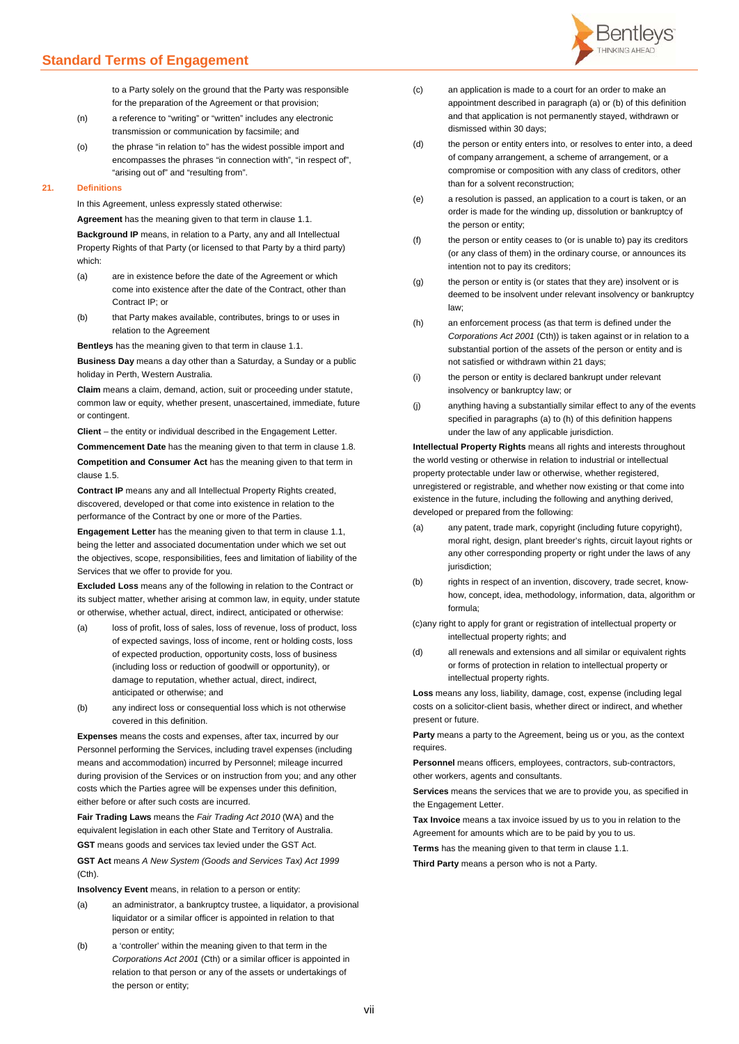to a Party solely on the ground that the Party was responsible for the preparation of the Agreement or that provision;

(n) a reference to "writing" or "written" includes any electronic transmission or communication by facsimile; and

(o) the phrase "in relation to" has the widest possible import and encompasses the phrases "in connection with", "in respect of", "arising out of" and "resulting from".

## 21. Definitions

In this Agreement, unless expressly stated otherwise:

**Agreement** has the meaning given to that term in clause 1.1.

**Background IP** means, in relation to a Party, any and all Intellectual Property Rights of that Party (or licensed to that Party by a third party) which:

(a) are in existence before the date of the Agreement or which come into existence after the date of the Contract, other than Contract IP; or

(b) that Party makes available, contributes, brings to or uses in relation to the Agreement

**Bentleys** has the meaning given to that term in clause 1.1.

**Business Day** means a day other than a Saturday, a Sunday or a public holiday in Perth, Western Australia.

**Claim** means a claim, demand, action, suit or proceeding under statute, common law or equity, whether present, unascertained, immediate, future or contingent.

**Client** – the entity or individual described in the Engagement Letter.

**Commencement Date** has the meaning given to that term in clause 1.8.

**Competition and Consumer Act** has the meaning given to that term in clause 1.5.

**Contract IP** means any and all Intellectual Property Rights created, discovered, developed or that come into existence in relation to the performance of the Contract by one or more of the Parties.

**Engagement Letter** has the meaning given to that term in clause 1.1, being the letter and associated documentation under which we set out the objectives, scope, responsibilities, fees and limitation of liability of the Services that we offer to provide for you.

**Excluded Loss** means any of the following in relation to the Contract or its subject matter, whether arising at common law, in equity, under statute or otherwise, whether actual, direct, indirect, anticipated or otherwise:

(a) loss of profit, loss of sales, loss of revenue, loss of product, loss of expected savings, loss of income, rent or holding costs, loss of expected production, opportunity costs, loss of business (including loss or reduction of goodwill or opportunity), or damage to reputation, whether actual, direct, indirect, anticipated or otherwise; and

(b) any indirect loss or consequential loss which is not otherwise covered in this definition.

**Expenses** means the costs and expenses, after tax, incurred by our Personnel performing the Services, including travel expenses (including means and accommodation) incurred by Personnel; mileage incurred during provision of the Services or on instruction from you; and any other costs which the Parties agree will be expenses under this definition, either before or after such costs are incurred.

**Fair Trading Laws** means the *Fair Trading Act 2010* (WA) and the equivalent legislation in each other State and Territory of Australia.

**GST** means goods and services tax levied under the GST Act.

**GST Act** means *A New System (Goods and Services Tax) Act 1999* (Cth).

**Insolvency Event** means, in relation to a person or entity:

(a) an administrator, a bankruptcy trustee, a liquidator, a provisional liquidator or a similar officer is appointed in relation to that person or entity;

(b) a 'controller' within the meaning given to that term in the *Corporations Act 2001* (Cth) or a similar officer is appointed in relation to that person or any of the assets or undertakings of the person or entity;

(c) an application is made to a court for an order to make an appointment described in paragraph (a) or (b) of this definition and that application is not permanently stayed, withdrawn or dismissed within 30 days;

(d) the person or entity enters into, or resolves to enter into, a deed of company arrangement, a scheme of arrangement, or a compromise or composition with any class of creditors, other than for a solvent reconstruction;

(e) a resolution is passed, an application to a court is taken, or an order is made for the winding up, dissolution or bankruptcy of the person or entity;

(f) the person or entity ceases to (or is unable to) pay its creditors (or any class of them) in the ordinary course, or announces its intention not to pay its creditors;

(g) the person or entity is (or states that they are) insolvent or is deemed to be insolvent under relevant insolvency or bankruptcy law;

(h) an enforcement process (as that term is defined under the *Corporations Act 2001* (Cth)) is taken against in relation to a substantial portion of the assets of the person or entity and is not satisfied or withdrawn within 21 days;

(i) the person or entity is declared bankrupt under relevant insolvency or bankruptcy law; or

(j) anything having a substantially similar effect to any of the events specified in paragraphs (a) to (h) of this definition happens under the law of any applicable jurisdiction.

**Intellectual Property Rights** means all rights and interests throughout the world vesting or otherwise in relation to industrial or intellectual property protectable under law or otherwise, whether registered, unregistered or registrable, and whether now existing or that come into existence in the future, including the following and anything derived, developed or prepared from the following:

(a) any patent, trade mark, copyright (including future copyright), moral right, design, plant breeder's rights, circuit layout rights or any other corresponding property or right under the laws of any jurisdiction;

(b) rights in respect of an invention, discovery, trade secret, know-how, concept, idea, methodology, information, data, algorithm or formula;

(c) any right to apply for grant or registration of intellectual property or intellectual property rights; and

(d) all renewals and extensions and all similar or equivalent rights or forms of protection in relation to intellectual property or intellectual property rights.

**Loss** means any loss, liability, damage, cost, expense (including legal costs on a solicitor-client basis, whether direct or indirect, and whether present or future.

**Party** means a party to the Agreement, being us or you, as the context requires.

**Personnel** means officers, employees, contractors, sub-contractors, other workers, agents and consultants.

**Services** means the services that we are to provide you, as specified in the Engagement Letter.

**Tax Invoice** means a tax invoice issued by us to you in relation to the Agreement for amounts which are to be paid by you to us.

**Terms** has the meaning given to that term in clause 1.1.

**Third Party** means a person who is not a Party.